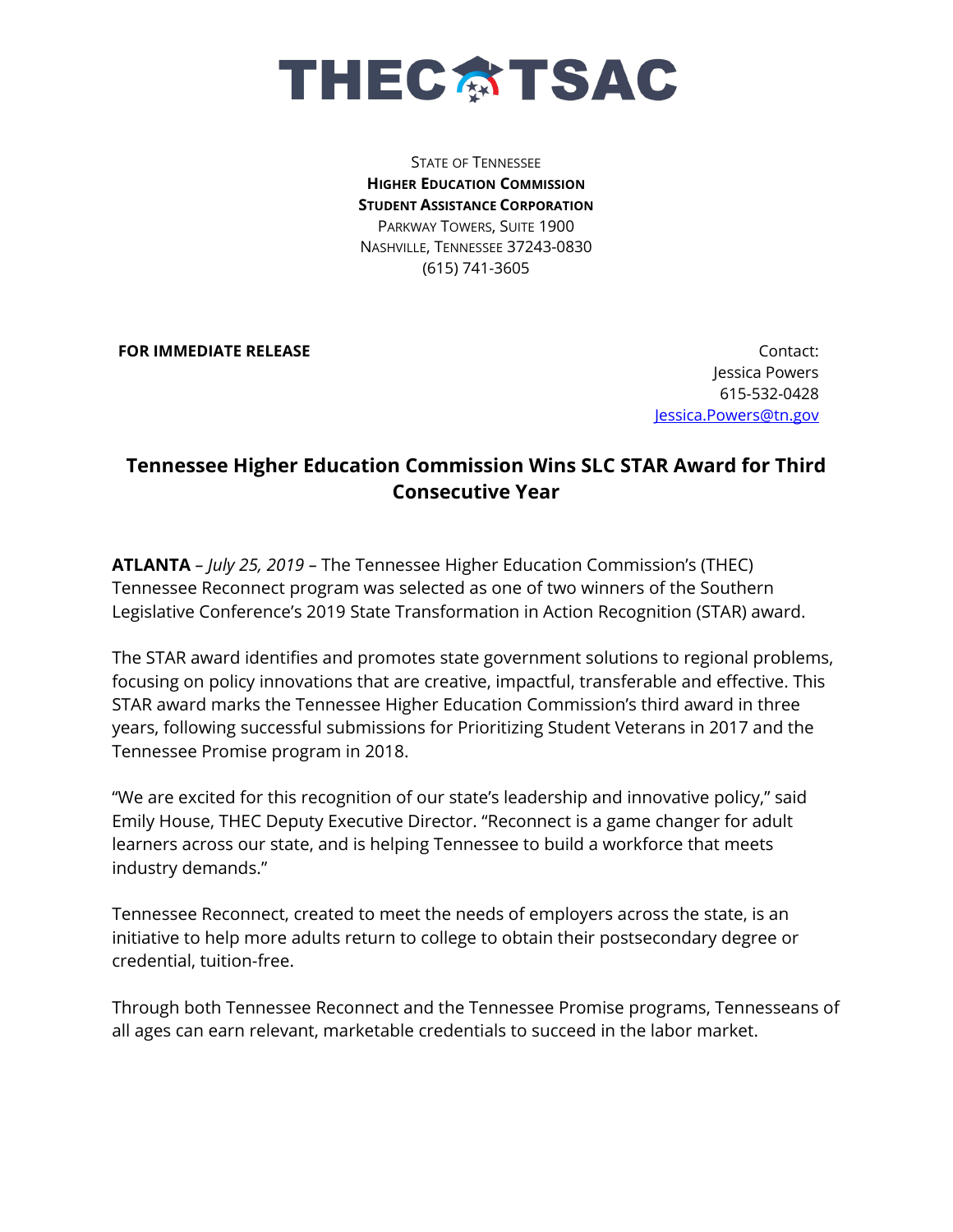THEC TSAC

STATE OF TENNESSEE
**HIGHER EDUCATION COMMISSION**
**STUDENT ASSISTANCE CORPORATION**
PARKWAY TOWERS, SUITE 1900
NASHVILLE, TENNESSEE 37243-0830
(615) 741-3605

**FOR IMMEDIATE RELEASE**

Contact:
Jessica Powers
615-532-0428
Jessica.Powers@tn.gov

## Tennessee Higher Education Commission Wins SLC STAR Award for Third Consecutive Year

**ATLANTA** – *July 25, 2019* – The Tennessee Higher Education Commission's (THEC) Tennessee Reconnect program was selected as one of two winners of the Southern Legislative Conference's 2019 State Transformation in Action Recognition (STAR) award.

The STAR award identifies and promotes state government solutions to regional problems, focusing on policy innovations that are creative, impactful, transferable and effective. This STAR award marks the Tennessee Higher Education Commission's third award in three years, following successful submissions for Prioritizing Student Veterans in 2017 and the Tennessee Promise program in 2018.

"We are excited for this recognition of our state's leadership and innovative policy," said Emily House, THEC Deputy Executive Director. "Reconnect is a game changer for adult learners across our state, and is helping Tennessee to build a workforce that meets industry demands."

Tennessee Reconnect, created to meet the needs of employers across the state, is an initiative to help more adults return to college to obtain their postsecondary degree or credential, tuition-free.

Through both Tennessee Reconnect and the Tennessee Promise programs, Tennesseans of all ages can earn relevant, marketable credentials to succeed in the labor market.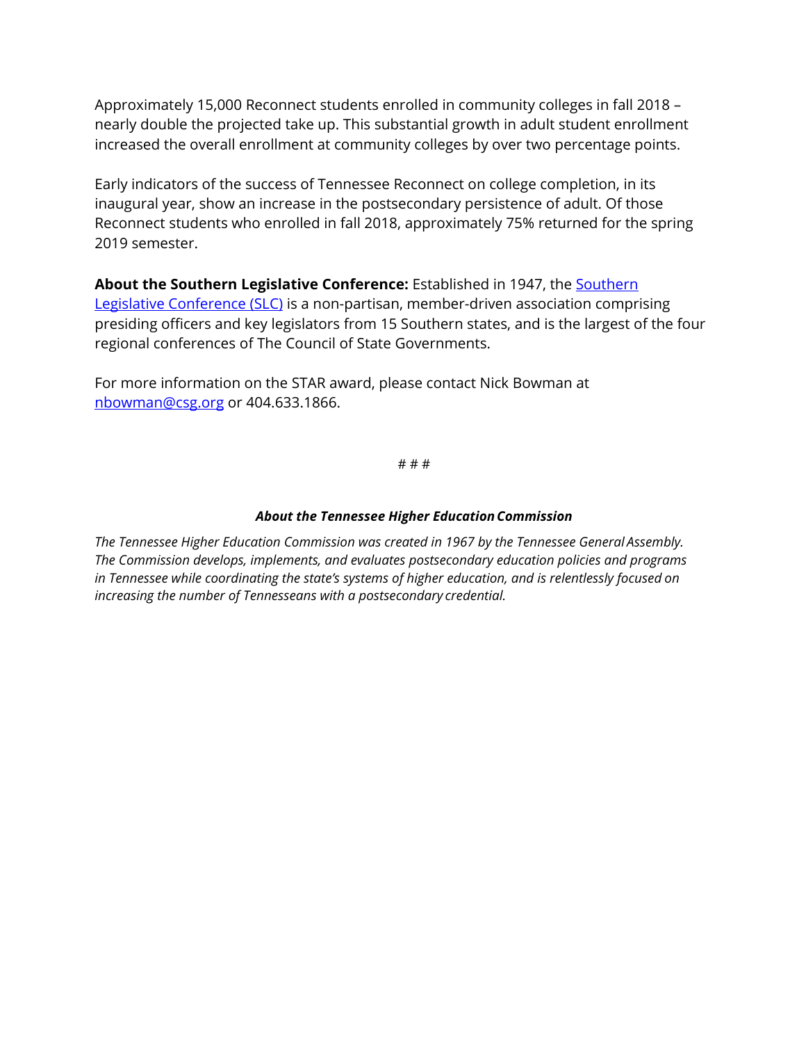Approximately 15,000 Reconnect students enrolled in community colleges in fall 2018 – nearly double the projected take up. This substantial growth in adult student enrollment increased the overall enrollment at community colleges by over two percentage points.

Early indicators of the success of Tennessee Reconnect on college completion, in its inaugural year, show an increase in the postsecondary persistence of adult. Of those Reconnect students who enrolled in fall 2018, approximately 75% returned for the spring 2019 semester.

**About the Southern Legislative Conference:** Established in 1947, the [Southern Legislative Conference (SLC)]() is a non-partisan, member-driven association comprising presiding officers and key legislators from 15 Southern states, and is the largest of the four regional conferences of The Council of State Governments.

For more information on the STAR award, please contact Nick Bowman at [nbowman@csg.org](mailto:nbowman@csg.org) or 404.633.1866.

# # #

***About the Tennessee Higher Education Commission***

*The Tennessee Higher Education Commission was created in 1967 by the Tennessee General Assembly. The Commission develops, implements, and evaluates postsecondary education policies and programs in Tennessee while coordinating the state's systems of higher education, and is relentlessly focused on increasing the number of Tennesseans with a postsecondary credential.*